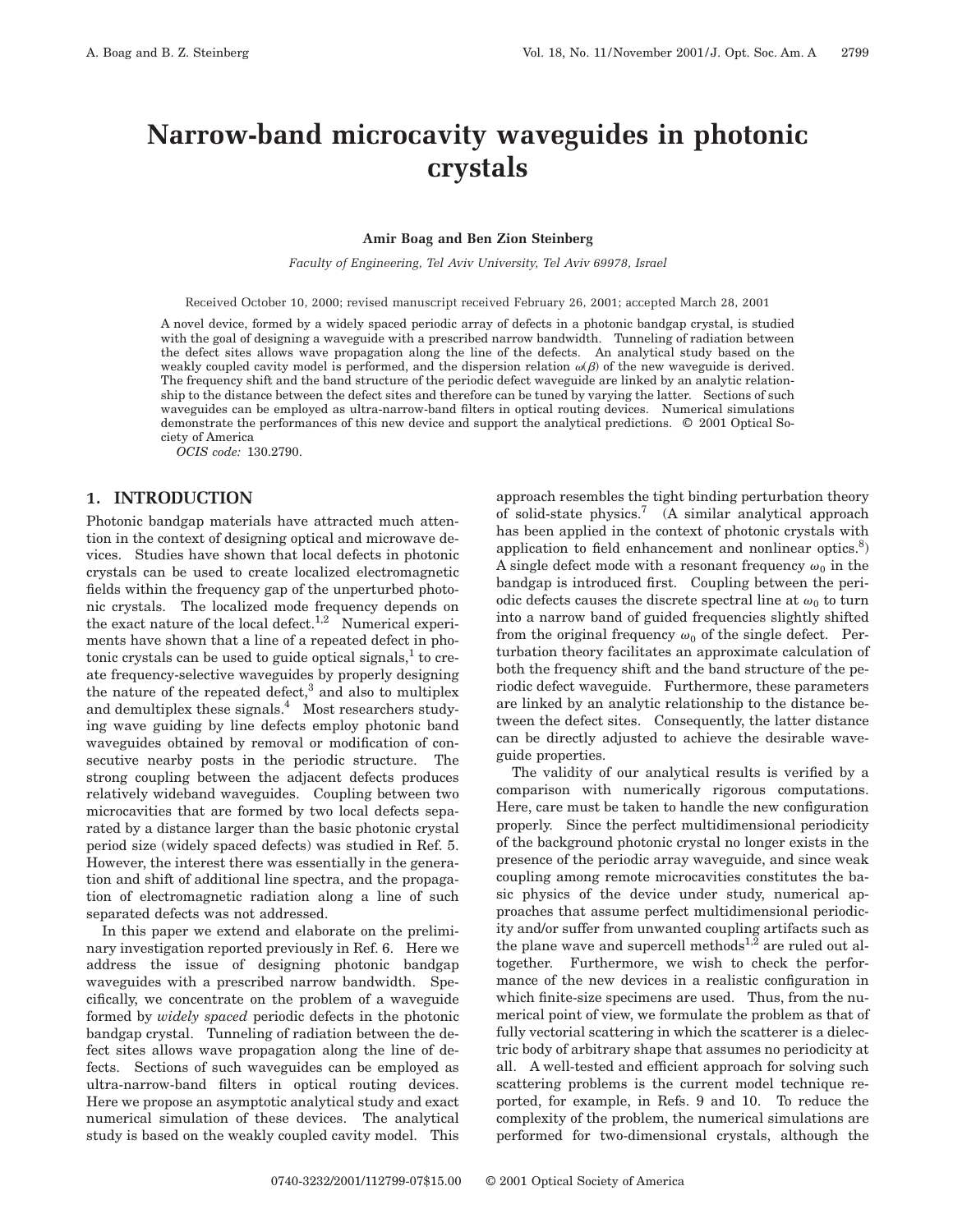# Narrow-band microcavity waveguides in photonic crystals

**Amir Boag and Ben Zion Steinberg**

*Faculty of Engineering, Tel Aviv University, Tel Aviv 69978, Israel*

Received October 10, 2000; revised manuscript received February 26, 2001; accepted March 28, 2001

A novel device, formed by a widely spaced periodic array of defects in a photonic bandgap crystal, is studied with the goal of designing a waveguide with a prescribed narrow bandwidth. Tunneling of radiation between the defect sites allows wave propagation along the line of the defects. An analytical study based on the weakly coupled cavity model is performed, and the dispersion relation $\omega(\beta)$ of the new waveguide is derived. The frequency shift and the band structure of the periodic defect waveguide are linked by an analytic relationship to the distance between the defect sites and therefore can be tuned by varying the latter. Sections of such waveguides can be employed as ultra-narrow-band filters in optical routing devices. Numerical simulations demonstrate the performances of this new device and support the analytical predictions. © 2001 Optical Society of America

*OCIS code:* 130.2790.

## 1. INTRODUCTION

Photonic bandgap materials have attracted much attention in the context of designing optical and microwave devices. Studies have shown that local defects in photonic crystals can be used to create localized electromagnetic fields within the frequency gap of the unperturbed photonic crystals. The localized mode frequency depends on the exact nature of the local defect.[1,2] Numerical experiments have shown that a line of a repeated defect in photonic crystals can be used to guide optical signals,[1] to create frequency-selective waveguides by properly designing the nature of the repeated defect,[3] and also to multiplex and demultiplex these signals.[4] Most researchers studying wave guiding by line defects employ photonic band waveguides obtained by removal or modification of consecutive nearby posts in the periodic structure. The strong coupling between the adjacent defects produces relatively wideband waveguides. Coupling between two microcavities that are formed by two local defects separated by a distance larger than the basic photonic crystal period size (widely spaced defects) was studied in Ref. 5. However, the interest there was essentially in the generation and shift of additional line spectra, and the propagation of electromagnetic radiation along a line of such separated defects was not addressed.

In this paper we extend and elaborate on the preliminary investigation reported previously in Ref. 6. Here we address the issue of designing photonic bandgap waveguides with a prescribed narrow bandwidth. Specifically, we concentrate on the problem of a waveguide formed by *widely spaced* periodic defects in the photonic bandgap crystal. Tunneling of radiation between the defect sites allows wave propagation along the line of defects. Sections of such waveguides can be employed as ultra-narrow-band filters in optical routing devices. Here we propose an asymptotic analytical study and exact numerical simulation of these devices. The analytical study is based on the weakly coupled cavity model. This approach resembles the tight binding perturbation theory of solid-state physics.[7] (A similar analytical approach has been applied in the context of photonic crystals with application to field enhancement and nonlinear optics.[8]) A single defect mode with a resonant frequency $\omega_0$ in the bandgap is introduced first. Coupling between the periodic defects causes the discrete spectral line at $\omega_0$ to turn into a narrow band of guided frequencies slightly shifted from the original frequency $\omega_0$ of the single defect. Perturbation theory facilitates an approximate calculation of both the frequency shift and the band structure of the periodic defect waveguide. Furthermore, these parameters are linked by an analytic relationship to the distance between the defect sites. Consequently, the latter distance can be directly adjusted to achieve the desirable waveguide properties.

The validity of our analytical results is verified by a comparison with numerically rigorous computations. Here, care must be taken to handle the new configuration properly. Since the perfect multidimensional periodicity of the background photonic crystal no longer exists in the presence of the periodic array waveguide, and since weak coupling among remote microcavities constitutes the basic physics of the device under study, numerical approaches that assume perfect multidimensional periodicity and/or suffer from unwanted coupling artifacts such as the plane wave and supercell methods[1,2] are ruled out altogether. Furthermore, we wish to check the performance of the new devices in a realistic configuration in which finite-size specimens are used. Thus, from the numerical point of view, we formulate the problem as that of fully vectorial scattering in which the scatterer is a dielectric body of arbitrary shape that assumes no periodicity at all. A well-tested and efficient approach for solving such scattering problems is the current model technique reported, for example, in Refs. 9 and 10. To reduce the complexity of the problem, the numerical simulations are performed for two-dimensional crystals, although the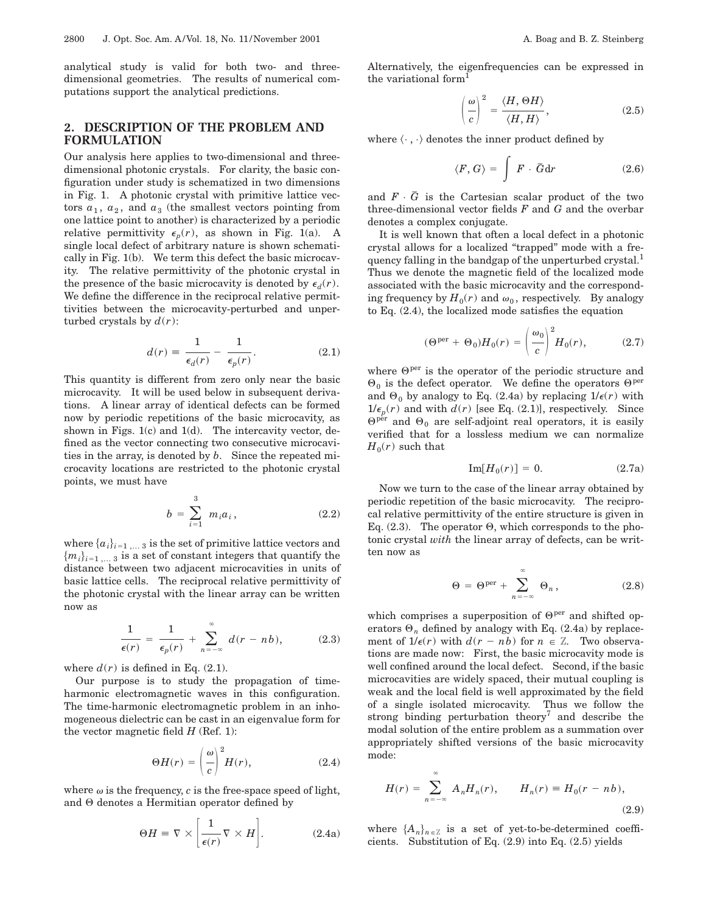analytical study is valid for both two- and three-dimensional geometries. The results of numerical computations support the analytical predictions.

## 2. DESCRIPTION OF THE PROBLEM AND FORMULATION

Our analysis here applies to two-dimensional and three-dimensional photonic crystals. For clarity, the basic configuration under study is schematized in two dimensions in Fig. 1. A photonic crystal with primitive lattice vectors $a_1$, $a_2$, and $a_3$ (the smallest vectors pointing from one lattice point to another) is characterized by a periodic relative permittivity $\epsilon_p(r)$, as shown in Fig. 1(a). A single local defect of arbitrary nature is shown schematically in Fig. 1(b). We term this defect the basic microcavity. The relative permittivity of the photonic crystal in the presence of the basic microcavity is denoted by $\epsilon_d(r)$. We define the difference in the reciprocal relative permittivities between the microcavity-perturbed and unperturbed crystals by $d(r)$:

$$d(r) \equiv \frac{1}{\epsilon_d(r)} - \frac{1}{\epsilon_p(r)}. \tag{2.1}$$

This quantity is different from zero only near the basic microcavity. It will be used below in subsequent derivations. A linear array of identical defects can be formed now by periodic repetitions of the basic microcavity, as shown in Figs. 1(c) and 1(d). The intercavity vector, defined as the vector connecting two consecutive microcavities in the array, is denoted by $b$. Since the repeated microcavity locations are restricted to the photonic crystal points, we must have

$$b = \sum_{i=1}^{3} m_i a_i, \tag{2.2}$$

where $\{a_i\}_{i=1,\ldots 3}$ is the set of primitive lattice vectors and $\{m_i\}_{i=1,\ldots 3}$ is a set of constant integers that quantify the distance between two adjacent microcavities in units of basic lattice cells. The reciprocal relative permittivity of the photonic crystal with the linear array can be written now as

$$\frac{1}{\epsilon(r)} = \frac{1}{\epsilon_p(r)} + \sum_{n=-\infty}^{\infty} d(r - nb), \tag{2.3}$$

where $d(r)$ is defined in Eq. (2.1).

Our purpose is to study the propagation of time-harmonic electromagnetic waves in this configuration. The time-harmonic electromagnetic problem in an inhomogeneous dielectric can be cast in an eigenvalue form for the vector magnetic field $H$ (Ref. 1):

$$\Theta H(r) = \left(\frac{\omega}{c}\right)^2 H(r), \tag{2.4}$$

where $\omega$ is the frequency, $c$ is the free-space speed of light, and $\Theta$ denotes a Hermitian operator defined by

$$\Theta H \equiv \nabla \times \left[\frac{1}{\epsilon(r)} \nabla \times H\right]. \tag{2.4a}$$

Alternatively, the eigenfrequencies can be expressed in the variational form[1]

$$\left(\frac{\omega}{c}\right)^2 = \frac{\langle H, \Theta H\rangle}{\langle H, H\rangle}, \tag{2.5}$$

where $\langle \cdot, \cdot \rangle$ denotes the inner product defined by

$$\langle F, G\rangle = \int F \cdot \bar{G} \mathrm{d}r \tag{2.6}$$

and $F \cdot \bar{G}$ is the Cartesian scalar product of the two three-dimensional vector fields $F$ and $G$ and the overbar denotes a complex conjugate.

It is well known that often a local defect in a photonic crystal allows for a localized "trapped" mode with a frequency falling in the bandgap of the unperturbed crystal.[1] Thus we denote the magnetic field of the localized mode associated with the basic microcavity and the corresponding frequency by $H_0(r)$ and $\omega_0$, respectively. By analogy to Eq. (2.4), the localized mode satisfies the equation

$$(\Theta^{\text{per}} + \Theta_0) H_0(r) = \left(\frac{\omega_0}{c}\right)^2 H_0(r), \tag{2.7}$$

where $\Theta^{\text{per}}$ is the operator of the periodic structure and $\Theta_0$ is the defect operator. We define the operators $\Theta^{\text{per}}$ and $\Theta_0$ by analogy to Eq. (2.4a) by replacing $1/\epsilon(r)$ with $1/\epsilon_p(r)$ and with $d(r)$ [see Eq. (2.1)], respectively. Since $\Theta^{\text{per}}$ and $\Theta_0$ are self-adjoint real operators, it is easily verified that for a lossless medium we can normalize $H_0(r)$ such that

$$\mathrm{Im}[H_0(r)] = 0. \tag{2.7a}$$

Now we turn to the case of the linear array obtained by periodic repetition of the basic microcavity. The reciprocal relative permittivity of the entire structure is given in Eq. (2.3). The operator $\Theta$, which corresponds to the photonic crystal *with* the linear array of defects, can be written now as

$$\Theta = \Theta^{\text{per}} + \sum_{n=-\infty}^{\infty} \Theta_n, \tag{2.8}$$

which comprises a superposition of $\Theta^{\text{per}}$ and shifted operators $\Theta_n$ defined by analogy with Eq. (2.4a) by replacement of $1/\epsilon(r)$ with $d(r - nb)$ for $n \in \mathbb{Z}$. Two observations are made now: First, the basic microcavity mode is well confined around the local defect. Second, if the basic microcavities are widely spaced, their mutual coupling is weak and the local field is well approximated by the field of a single isolated microcavity. Thus we follow the strong binding perturbation theory[7] and describe the modal solution of the entire problem as a summation over appropriately shifted versions of the basic microcavity mode:

$$H(r) = \sum_{n=-\infty}^{\infty} A_n H_n(r), \qquad H_n(r) \equiv H_0(r - nb), \tag{2.9}$$

where $\{A_n\}_{n\in\mathbb{Z}}$ is a set of yet-to-be-determined coefficients. Substitution of Eq. (2.9) into Eq. (2.5) yields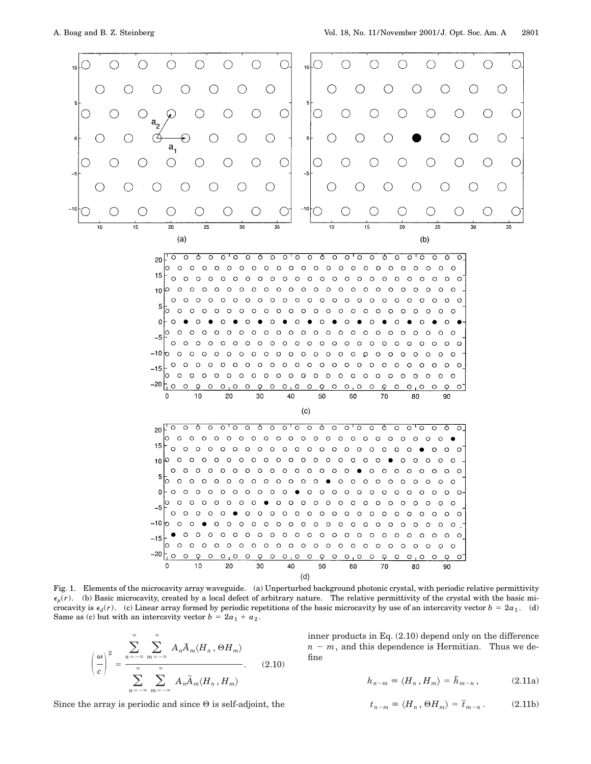Fig. 1. Elements of the microcavity array waveguide. (a) Unperturbed background photonic crystal, with periodic relative permittivity $\epsilon_p(r)$. (b) Basic microcavity, created by a local defect of arbitrary nature. The relative permittivity of the crystal with the basic microcavity is $\epsilon_d(r)$. (c) Linear array formed by periodic repetitions of the basic microcavity by use of an intercavity vector $b = 2a_1$. (d) Same as (c) but with an intercavity vector $b = 2a_1 + a_2$.

$$\left(\frac{\omega}{c}\right)^2 = \frac{\sum_{n=-\infty}^{\infty}\sum_{m=-\infty}^{\infty} A_n \bar{A}_m \langle H_n, \Theta H_m\rangle}{\sum_{n=-\infty}^{\infty}\sum_{m=-\infty}^{\infty} A_n \bar{A}_m \langle H_n, H_m\rangle}. \tag{2.10}$$

Since the array is periodic and since $\Theta$ is self-adjoint, the inner products in Eq. (2.10) depend only on the difference $n - m$, and this dependence is Hermitian. Thus we define

$$h_{n-m} \equiv \langle H_n, H_m\rangle = \bar{h}_{m-n}, \tag{2.11a}$$

$$t_{n-m} \equiv \langle H_n, \Theta H_m\rangle = \bar{t}_{m-n}. \tag{2.11b}$$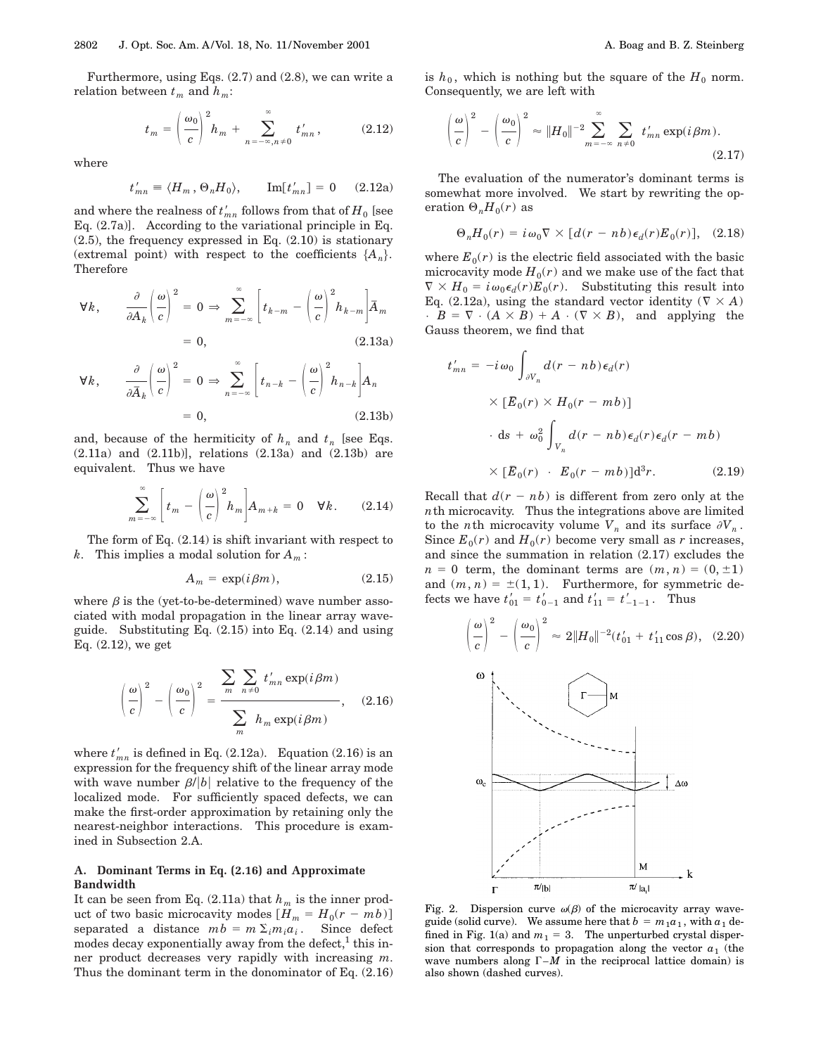Furthermore, using Eqs. (2.7) and (2.8), we can write a relation between $t_m$ and $h_m$:

$$t_m = \left(\frac{\omega_0}{c}\right)^2 h_m + \sum_{n=-\infty, n\neq 0}^{\infty} t'_{mn}, \tag{2.12}$$

where

$$t'_{mn} \equiv \langle H_m, \Theta_n H_0 \rangle, \qquad \mathrm{Im}[t'_{mn}] = 0 \tag{2.12a}$$

and where the realness of $t'_{mn}$ follows from that of $H_0$ [see Eq. (2.7a)]. According to the variational principle in Eq. (2.5), the frequency expressed in Eq. (2.10) is stationary (extremal point) with respect to the coefficients $\{A_n\}$. Therefore

$$\forall k, \qquad \frac{\partial}{\partial A_k}\left(\frac{\omega}{c}\right)^2 = 0 \Rightarrow \sum_{m=-\infty}^{\infty}\left[t_{k-m} - \left(\frac{\omega}{c}\right)^2 h_{k-m}\right]\bar{A}_m = 0, \tag{2.13a}$$

$$\forall k, \qquad \frac{\partial}{\partial \bar{A}_k}\left(\frac{\omega}{c}\right)^2 = 0 \Rightarrow \sum_{n=-\infty}^{\infty}\left[t_{n-k} - \left(\frac{\omega}{c}\right)^2 h_{n-k}\right]A_n = 0, \tag{2.13b}$$

and, because of the hermiticity of $h_n$ and $t_n$ [see Eqs. (2.11a) and (2.11b)], relations (2.13a) and (2.13b) are equivalent. Thus we have

$$\sum_{m=-\infty}^{\infty}\left[t_m - \left(\frac{\omega}{c}\right)^2 h_m\right]A_{m+k} = 0 \quad \forall k. \tag{2.14}$$

The form of Eq. (2.14) is shift invariant with respect to $k$. This implies a modal solution for $A_m$:

$$A_m = \exp(i\beta m), \tag{2.15}$$

where $\beta$ is the (yet-to-be-determined) wave number associated with modal propagation in the linear array waveguide. Substituting Eq. (2.15) into Eq. (2.14) and using Eq. (2.12), we get

$$\left(\frac{\omega}{c}\right)^2 - \left(\frac{\omega_0}{c}\right)^2 = \frac{\displaystyle\sum_m \sum_{n\neq 0} t'_{mn}\exp(i\beta m)}{\displaystyle\sum_m h_m \exp(i\beta m)}, \tag{2.16}$$

where $t'_{mn}$ is defined in Eq. (2.12a). Equation (2.16) is an expression for the frequency shift of the linear array mode with wave number $\beta/|b|$ relative to the frequency of the localized mode. For sufficiently spaced defects, we can make the first-order approximation by retaining only the nearest-neighbor interactions. This procedure is examined in Subsection 2.A.

### A. Dominant Terms in Eq. (2.16) and Approximate Bandwidth

It can be seen from Eq. (2.11a) that $h_m$ is the inner product of two basic microcavity modes $[H_m = H_0(r - mb)]$ separated a distance $mb = m\Sigma_i m_i a_i$. Since defect modes decay exponentially away from the defect,[1] this inner product decreases very rapidly with increasing $m$. Thus the dominant term in the donominator of Eq. (2.16) is $h_0$, which is nothing but the square of the $H_0$ norm. Consequently, we are left with

$$\left(\frac{\omega}{c}\right)^2 - \left(\frac{\omega_0}{c}\right)^2 \approx \|H_0\|^{-2}\sum_{m=-\infty}^{\infty}\sum_{n\neq 0} t'_{mn}\exp(i\beta m). \tag{2.17}$$

The evaluation of the numerator's dominant terms is somewhat more involved. We start by rewriting the operation $\Theta_n H_0(r)$ as

$$\Theta_n H_0(r) = i\omega_0 \nabla \times [d(r - nb)\epsilon_d(r)E_0(r)], \tag{2.18}$$

where $E_0(r)$ is the electric field associated with the basic microcavity mode $H_0(r)$ and we make use of the fact that $\nabla \times H_0 = i\omega_0\epsilon_d(r)E_0(r)$. Substituting this result into Eq. (2.12a), using the standard vector identity $(\nabla \times A) \cdot B = \nabla \cdot (A \times B) + A \cdot (\nabla \times B)$, and applying the Gauss theorem, we find that

$$t'_{mn} = -i\omega_0 \int_{\partial V_n} d(r - nb)\epsilon_d(r) \times [\bar{E}_0(r) \times H_0(r - mb)] \cdot \mathrm{d}s + \omega_0^2 \int_{V_n} d(r - nb)\epsilon_d(r)\epsilon_d(r - mb) \times [\bar{E}_0(r) \cdot E_0(r - mb)]\mathrm{d}^3 r. \tag{2.19}$$

Recall that $d(r - nb)$ is different from zero only at the $n$th microcavity. Thus the integrations above are limited to the $n$th microcavity volume $V_n$ and its surface $\partial V_n$. Since $E_0(r)$ and $H_0(r)$ become very small as $r$ increases, and since the summation in relation (2.17) excludes the $n = 0$ term, the dominant terms are $(m, n) = (0, \pm 1)$ and $(m, n) = \pm(1, 1)$. Furthermore, for symmetric defects we have $t'_{01} = t'_{0-1}$ and $t'_{11} = t'_{-1-1}$. Thus

$$\left(\frac{\omega}{c}\right)^2 - \left(\frac{\omega_0}{c}\right)^2 \approx 2\|H_0\|^{-2}(t'_{01} + t'_{11}\cos\beta), \tag{2.20}$$

Fig. 2. Dispersion curve $\omega(\beta)$ of the microcavity array waveguide (solid curve). We assume here that $b = m_1 a_1$, with $a_1$ defined in Fig. 1(a) and $m_1 = 3$. The unperturbed crystal dispersion that corresponds to propagation along the vector $a_1$ (the wave numbers along $\Gamma$–$M$ in the reciprocal lattice domain) is also shown (dashed curves).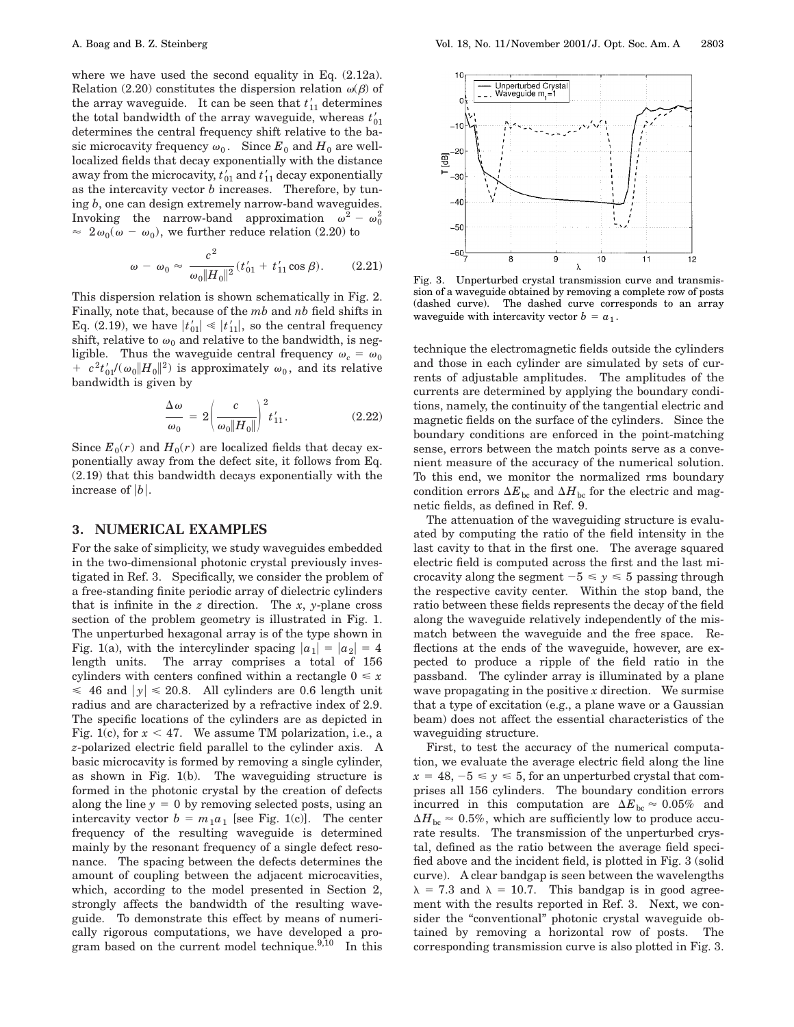where we have used the second equality in Eq. (2.12a). Relation (2.20) constitutes the dispersion relation $\omega(\beta)$ of the array waveguide. It can be seen that $t'_{11}$ determines the total bandwidth of the array waveguide, whereas $t'_{01}$ determines the central frequency shift relative to the basic microcavity frequency $\omega_0$. Since $E_0$ and $H_0$ are well-localized fields that decay exponentially with the distance away from the microcavity, $t'_{01}$ and $t'_{11}$ decay exponentially as the intercavity vector $b$ increases. Therefore, by tuning $b$, one can design extremely narrow-band waveguides. Invoking the narrow-band approximation $\omega^2 - \omega_0^2 \approx 2\omega_0(\omega - \omega_0)$, we further reduce relation (2.20) to

$$\omega - \omega_0 \approx \frac{c^2}{\omega_0 \|H_0\|^2}(t'_{01} + t'_{11}\cos\beta). \tag{2.21}$$

This dispersion relation is shown schematically in Fig. 2. Finally, note that, because of the $mb$ and $nb$ field shifts in Eq. (2.19), we have $|t'_{01}| \ll |t'_{11}|$, so the central frequency shift, relative to $\omega_0$ and relative to the bandwidth, is negligible. Thus the waveguide central frequency $\omega_c = \omega_0 + c^2 t'_{01}/(\omega_0 \|H_0\|^2)$ is approximately $\omega_0$, and its relative bandwidth is given by

$$\frac{\Delta\omega}{\omega_0} = 2\left(\frac{c}{\omega_0 \|H_0\|}\right)^2 t'_{11}. \tag{2.22}$$

Since $E_0(r)$ and $H_0(r)$ are localized fields that decay exponentially away from the defect site, it follows from Eq. (2.19) that this bandwidth decays exponentially with the increase of $|b|$.

## 3. NUMERICAL EXAMPLES

For the sake of simplicity, we study waveguides embedded in the two-dimensional photonic crystal previously investigated in Ref. 3. Specifically, we consider the problem of a free-standing finite periodic array of dielectric cylinders that is infinite in the $z$ direction. The $x$, $y$-plane cross section of the problem geometry is illustrated in Fig. 1. The unperturbed hexagonal array is of the type shown in Fig. 1(a), with the intercylinder spacing $|a_1| = |a_2| = 4$ length units. The array comprises a total of 156 cylinders with centers confined within a rectangle $0 \leq x \leq 46$ and $|y| \leq 20.8$. All cylinders are 0.6 length unit radius and are characterized by a refractive index of 2.9. The specific locations of the cylinders are as depicted in Fig. 1(c), for $x < 47$. We assume TM polarization, i.e., a $z$-polarized electric field parallel to the cylinder axis. A basic microcavity is formed by removing a single cylinder, as shown in Fig. 1(b). The waveguiding structure is formed in the photonic crystal by the creation of defects along the line $y = 0$ by removing selected posts, using an intercavity vector $b = m_1 a_1$ [see Fig. 1(c)]. The center frequency of the resulting waveguide is determined mainly by the resonant frequency of a single defect resonance. The spacing between the defects determines the amount of coupling between the adjacent microcavities, which, according to the model presented in Section 2, strongly affects the bandwidth of the resulting waveguide. To demonstrate this effect by means of numerically rigorous computations, we have developed a program based on the current model technique.[9,10] In this technique the electromagnetic fields outside the cylinders and those in each cylinder are simulated by sets of currents of adjustable amplitudes. The amplitudes of the currents are determined by applying the boundary conditions, namely, the continuity of the tangential electric and magnetic fields on the surface of the cylinders. Since the boundary conditions are enforced in the point-matching sense, errors between the match points serve as a convenient measure of the accuracy of the numerical solution. To this end, we monitor the normalized rms boundary condition errors $\Delta E_{\text{bc}}$ and $\Delta H_{\text{bc}}$ for the electric and magnetic fields, as defined in Ref. 9.

Fig. 3. Unperturbed crystal transmission curve and transmission of a waveguide obtained by removing a complete row of posts (dashed curve). The dashed curve corresponds to an array waveguide with intercavity vector $b = a_1$.

The attenuation of the waveguiding structure is evaluated by computing the ratio of the field intensity in the last cavity to that in the first one. The average squared electric field is computed across the first and the last microcavity along the segment $-5 \leq y \leq 5$ passing through the respective cavity center. Within the stop band, the ratio between these fields represents the decay of the field along the waveguide relatively independently of the mismatch between the waveguide and the free space. Reflections at the ends of the waveguide, however, are expected to produce a ripple of the field ratio in the passband. The cylinder array is illuminated by a plane wave propagating in the positive $x$ direction. We surmise that a type of excitation (e.g., a plane wave or a Gaussian beam) does not affect the essential characteristics of the waveguiding structure.

First, to test the accuracy of the numerical computation, we evaluate the average electric field along the line $x = 48$, $-5 \leq y \leq 5$, for an unperturbed crystal that comprises all 156 cylinders. The boundary condition errors incurred in this computation are $\Delta E_{\text{bc}} \approx 0.05\%$ and $\Delta H_{\text{bc}} \approx 0.5\%$, which are sufficiently low to produce accurate results. The transmission of the unperturbed crystal, defined as the ratio between the average field specified above and the incident field, is plotted in Fig. 3 (solid curve). A clear bandgap is seen between the wavelengths $\lambda = 7.3$ and $\lambda = 10.7$. This bandgap is in good agreement with the results reported in Ref. 3. Next, we consider the "conventional" photonic crystal waveguide obtained by removing a horizontal row of posts. The corresponding transmission curve is also plotted in Fig. 3.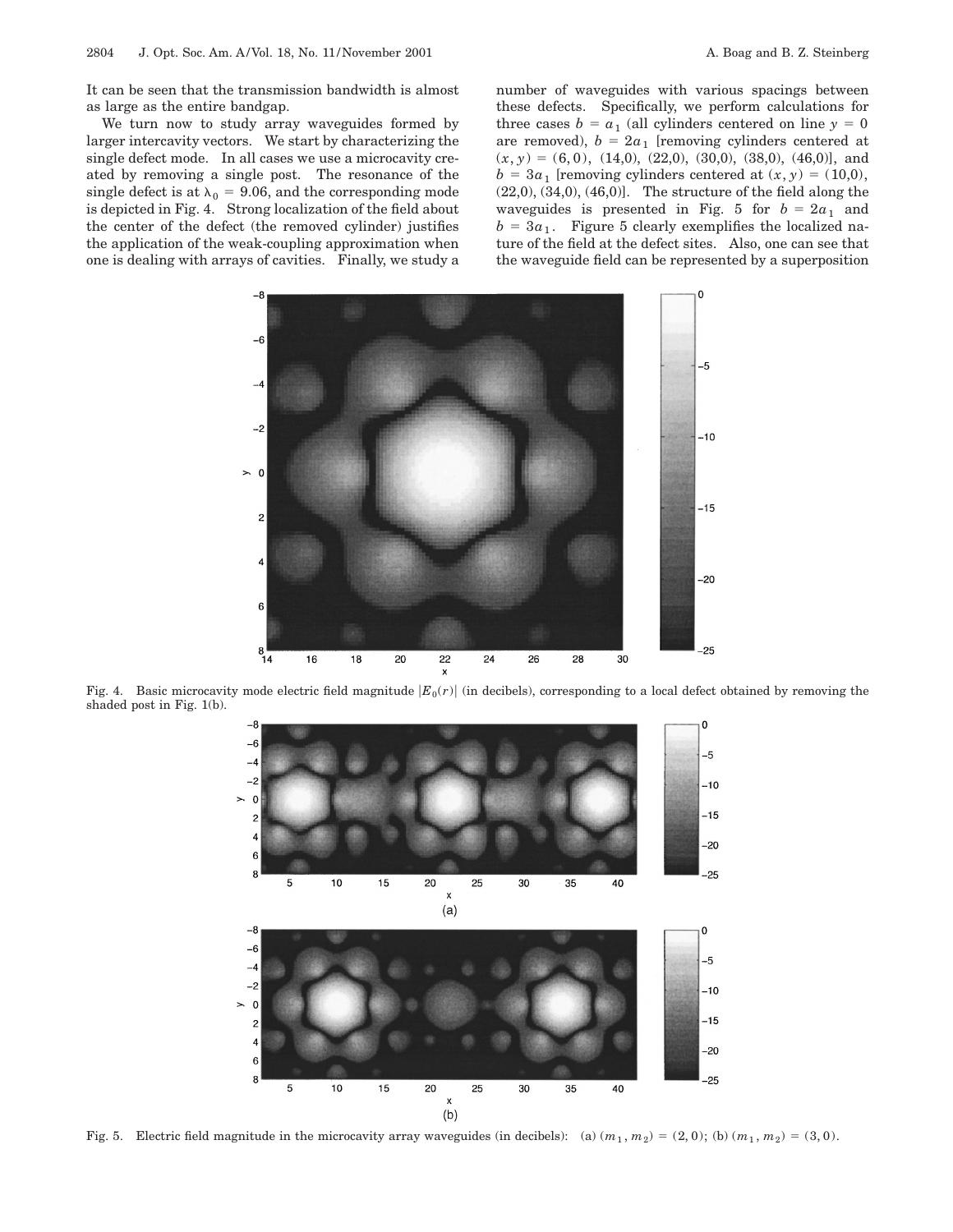It can be seen that the transmission bandwidth is almost as large as the entire bandgap.

We turn now to study array waveguides formed by larger intercavity vectors. We start by characterizing the single defect mode. In all cases we use a microcavity created by removing a single post. The resonance of the single defect is at $\lambda_0 = 9.06$, and the corresponding mode is depicted in Fig. 4. Strong localization of the field about the center of the defect (the removed cylinder) justifies the application of the weak-coupling approximation when one is dealing with arrays of cavities. Finally, we study a number of waveguides with various spacings between these defects. Specifically, we perform calculations for three cases $b = a_1$ (all cylinders centered on line $y = 0$ are removed), $b = 2a_1$ [removing cylinders centered at $(x, y) = (6, 0)$, (14,0), (22,0), (30,0), (38,0), (46,0)], and $b = 3a_1$ [removing cylinders centered at $(x, y) = (10,0)$, (22,0), (34,0), (46,0)]. The structure of the field along the waveguides is presented in Fig. 5 for $b = 2a_1$ and $b = 3a_1$. Figure 5 clearly exemplifies the localized nature of the field at the defect sites. Also, one can see that the waveguide field can be represented by a superposition

Fig. 4. Basic microcavity mode electric field magnitude $|E_0(r)|$ (in decibels), corresponding to a local defect obtained by removing the shaded post in Fig. 1(b).

Fig. 5. Electric field magnitude in the microcavity array waveguides (in decibels): (a) $(m_1, m_2) = (2, 0)$; (b) $(m_1, m_2) = (3, 0)$.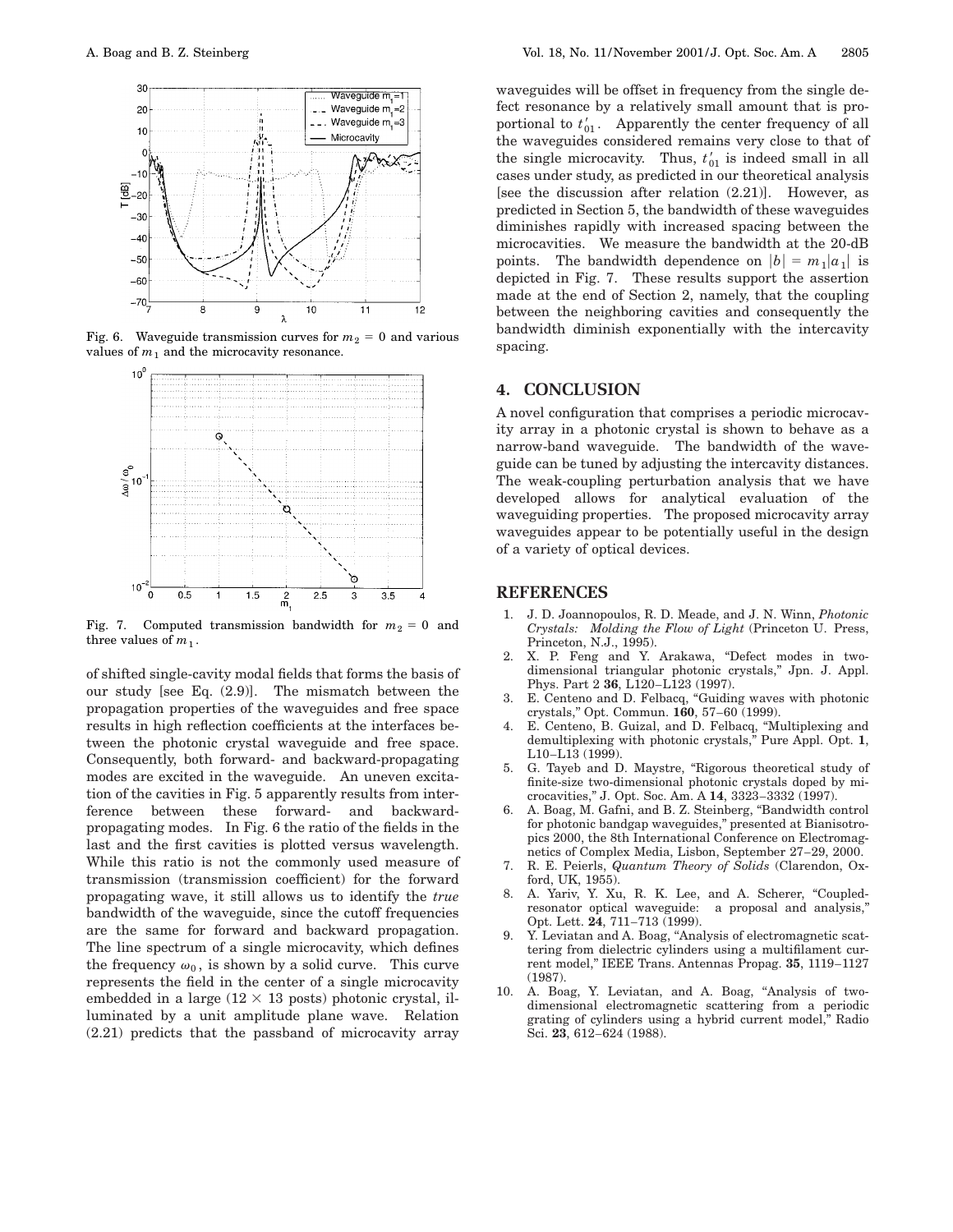30
20
10
0
−10
−20
−30
−40
−50
−60
−70
T [dB]
7 8 9 10 11 12
λ
Waveguide $m_1$=1
Waveguide $m_1$=2
Waveguide $m_1$=3
Microcavity

Fig. 6. Waveguide transmission curves for $m_2 = 0$ and various values of $m_1$ and the microcavity resonance.

$10^0$
$10^{-1}$
$10^{-2}$
$\Delta\omega / \omega_0$
0 0.5 1 1.5 2 2.5 3 3.5 4
$m_1$

Fig. 7. Computed transmission bandwidth for $m_2 = 0$ and three values of $m_1$.

of shifted single-cavity modal fields that forms the basis of our study [see Eq. (2.9)]. The mismatch between the propagation properties of the waveguides and free space results in high reflection coefficients at the interfaces between the photonic crystal waveguide and free space. Consequently, both forward- and backward-propagating modes are excited in the waveguide. An uneven excitation of the cavities in Fig. 5 apparently results from interference between these forward- and backward-propagating modes. In Fig. 6 the ratio of the fields in the last and the first cavities is plotted versus wavelength. While this ratio is not the commonly used measure of transmission (transmission coefficient) for the forward propagating wave, it still allows us to identify the *true* bandwidth of the waveguide, since the cutoff frequencies are the same for forward and backward propagation. The line spectrum of a single microcavity, which defines the frequency $\omega_0$, is shown by a solid curve. This curve represents the field in the center of a single microcavity embedded in a large ($12 \times 13$ posts) photonic crystal, illuminated by a unit amplitude plane wave. Relation (2.21) predicts that the passband of microcavity array waveguides will be offset in frequency from the single defect resonance by a relatively small amount that is proportional to $t'_{01}$. Apparently the center frequency of all the waveguides considered remains very close to that of the single microcavity. Thus, $t'_{01}$ is indeed small in all cases under study, as predicted in our theoretical analysis [see the discussion after relation (2.21)]. However, as predicted in Section 5, the bandwidth of these waveguides diminishes rapidly with increased spacing between the microcavities. We measure the bandwidth at the 20-dB points. The bandwidth dependence on $|b| = m_1|a_1|$ is depicted in Fig. 7. These results support the assertion made at the end of Section 2, namely, that the coupling between the neighboring cavities and consequently the bandwidth diminish exponentially with the intercavity spacing.

## 4. CONCLUSION

A novel configuration that comprises a periodic microcavity array in a photonic crystal is shown to behave as a narrow-band waveguide. The bandwidth of the waveguide can be tuned by adjusting the intercavity distances. The weak-coupling perturbation analysis that we have developed allows for analytical evaluation of the waveguiding properties. The proposed microcavity array waveguides appear to be potentially useful in the design of a variety of optical devices.

## REFERENCES

1. J. D. Joannopoulos, R. D. Meade, and J. N. Winn, *Photonic Crystals: Molding the Flow of Light* (Princeton U. Press, Princeton, N.J., 1995).
2. X. P. Feng and Y. Arakawa, "Defect modes in two-dimensional triangular photonic crystals," Jpn. J. Appl. Phys. Part 2 **36**, L120–L123 (1997).
3. E. Centeno and D. Felbacq, "Guiding waves with photonic crystals," Opt. Commun. **160**, 57–60 (1999).
4. E. Centeno, B. Guizal, and D. Felbacq, "Multiplexing and demultiplexing with photonic crystals," Pure Appl. Opt. **1**, L10–L13 (1999).
5. G. Tayeb and D. Maystre, "Rigorous theoretical study of finite-size two-dimensional photonic crystals doped by microcavities," J. Opt. Soc. Am. A **14**, 3323–3332 (1997).
6. A. Boag, M. Gafni, and B. Z. Steinberg, "Bandwidth control for photonic bandgap waveguides," presented at Bianisotropics 2000, the 8th International Conference on Electromagnetics of Complex Media, Lisbon, September 27–29, 2000.
7. R. E. Peierls, *Quantum Theory of Solids* (Clarendon, Oxford, UK, 1955).
8. A. Yariv, Y. Xu, R. K. Lee, and A. Scherer, "Coupled-resonator optical waveguide: a proposal and analysis," Opt. Lett. **24**, 711–713 (1999).
9. Y. Leviatan and A. Boag, "Analysis of electromagnetic scattering from dielectric cylinders using a multifilament current model," IEEE Trans. Antennas Propag. **35**, 1119–1127 (1987).
10. A. Boag, Y. Leviatan, and A. Boag, "Analysis of two-dimensional electromagnetic scattering from a periodic grating of cylinders using a hybrid current model," Radio Sci. **23**, 612–624 (1988).